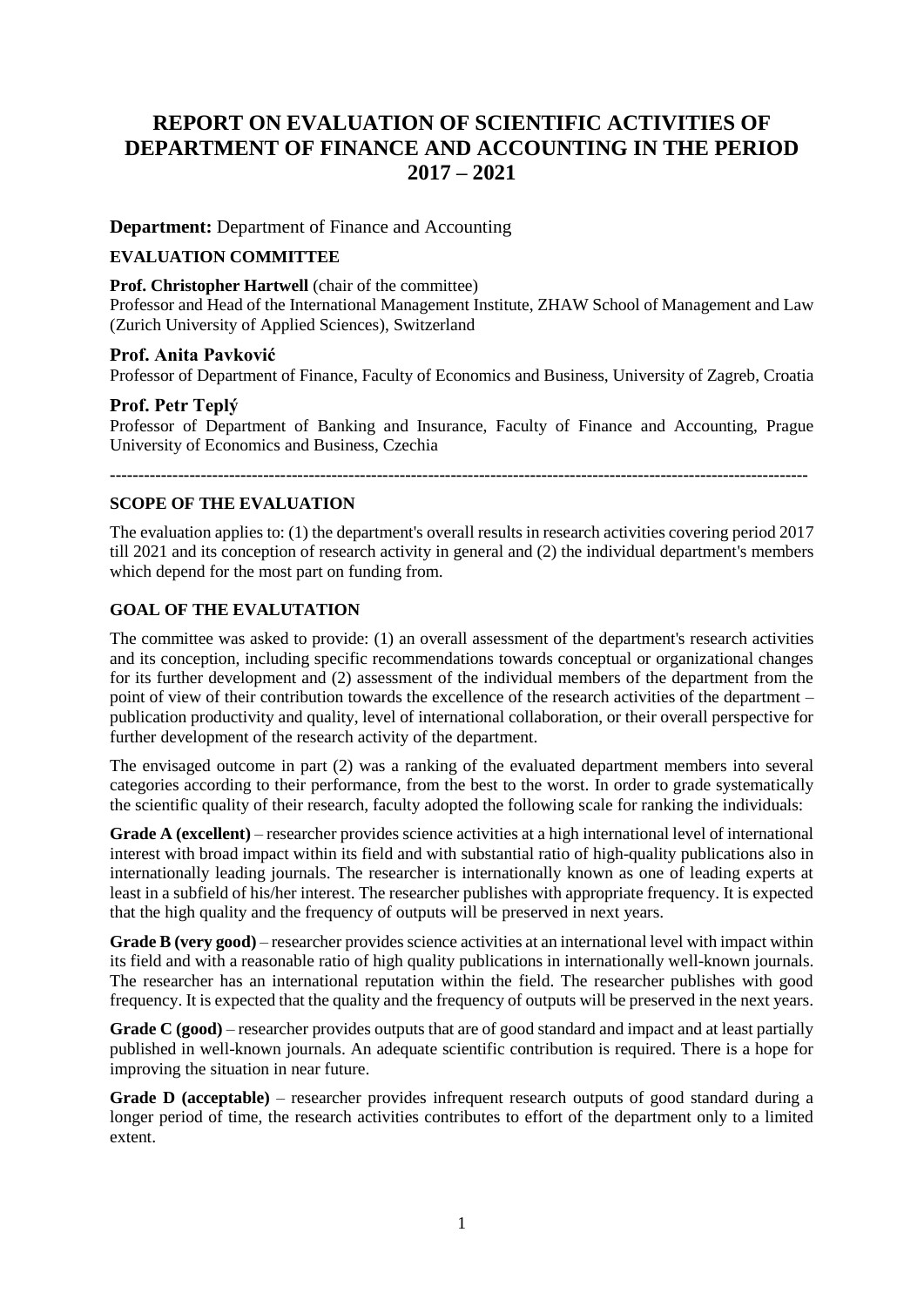# REPORT ON EVALUATION OF SCIENTIFIC ACTIVITIES OF DEPARTMENT OF FINANCE AND ACCOUNTING IN THE PERIOD 2017 – 2021

**Department:** Department of Finance and Accounting

**EVALUATION COMMITTEE**

**Prof. Christopher Hartwell** (chair of the committee)
Professor and Head of the International Management Institute, ZHAW School of Management and Law (Zurich University of Applied Sciences), Switzerland

**Prof. Anita Pavković**
Professor of Department of Finance, Faculty of Economics and Business, University of Zagreb, Croatia

**Prof. Petr Teplý**
Professor of Department of Banking and Insurance, Faculty of Finance and Accounting, Prague University of Economics and Business, Czechia

---

**SCOPE OF THE EVALUATION**

The evaluation applies to: (1) the department's overall results in research activities covering period 2017 till 2021 and its conception of research activity in general and (2) the individual department's members which depend for the most part on funding from.

**GOAL OF THE EVALUTATION**

The committee was asked to provide: (1) an overall assessment of the department's research activities and its conception, including specific recommendations towards conceptual or organizational changes for its further development and (2) assessment of the individual members of the department from the point of view of their contribution towards the excellence of the research activities of the department – publication productivity and quality, level of international collaboration, or their overall perspective for further development of the research activity of the department.

The envisaged outcome in part (2) was a ranking of the evaluated department members into several categories according to their performance, from the best to the worst. In order to grade systematically the scientific quality of their research, faculty adopted the following scale for ranking the individuals:

**Grade A (excellent)** – researcher provides science activities at a high international level of international interest with broad impact within its field and with substantial ratio of high-quality publications also in internationally leading journals. The researcher is internationally known as one of leading experts at least in a subfield of his/her interest. The researcher publishes with appropriate frequency. It is expected that the high quality and the frequency of outputs will be preserved in next years.

**Grade B (very good)** – researcher provides science activities at an international level with impact within its field and with a reasonable ratio of high quality publications in internationally well-known journals. The researcher has an international reputation within the field. The researcher publishes with good frequency. It is expected that the quality and the frequency of outputs will be preserved in the next years.

**Grade C (good)** – researcher provides outputs that are of good standard and impact and at least partially published in well-known journals. An adequate scientific contribution is required. There is a hope for improving the situation in near future.

**Grade D (acceptable)** – researcher provides infrequent research outputs of good standard during a longer period of time, the research activities contributes to effort of the department only to a limited extent.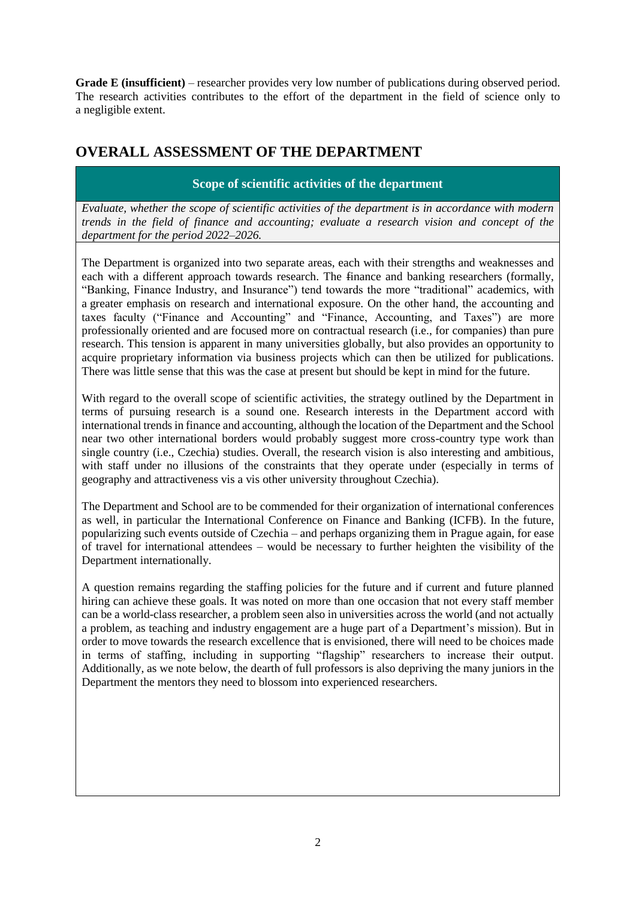**Grade E (insufficient)** – researcher provides very low number of publications during observed period. The research activities contributes to the effort of the department in the field of science only to a negligible extent.

## OVERALL ASSESSMENT OF THE DEPARTMENT

### Scope of scientific activities of the department

*Evaluate, whether the scope of scientific activities of the department is in accordance with modern trends in the field of finance and accounting; evaluate a research vision and concept of the department for the period 2022–2026.*

The Department is organized into two separate areas, each with their strengths and weaknesses and each with a different approach towards research. The finance and banking researchers (formally, "Banking, Finance Industry, and Insurance") tend towards the more "traditional" academics, with a greater emphasis on research and international exposure. On the other hand, the accounting and taxes faculty ("Finance and Accounting" and "Finance, Accounting, and Taxes") are more professionally oriented and are focused more on contractual research (i.e., for companies) than pure research. This tension is apparent in many universities globally, but also provides an opportunity to acquire proprietary information via business projects which can then be utilized for publications. There was little sense that this was the case at present but should be kept in mind for the future.

With regard to the overall scope of scientific activities, the strategy outlined by the Department in terms of pursuing research is a sound one. Research interests in the Department accord with international trends in finance and accounting, although the location of the Department and the School near two other international borders would probably suggest more cross-country type work than single country (i.e., Czechia) studies. Overall, the research vision is also interesting and ambitious, with staff under no illusions of the constraints that they operate under (especially in terms of geography and attractiveness vis a vis other university throughout Czechia).

The Department and School are to be commended for their organization of international conferences as well, in particular the International Conference on Finance and Banking (ICFB). In the future, popularizing such events outside of Czechia – and perhaps organizing them in Prague again, for ease of travel for international attendees – would be necessary to further heighten the visibility of the Department internationally.

A question remains regarding the staffing policies for the future and if current and future planned hiring can achieve these goals. It was noted on more than one occasion that not every staff member can be a world-class researcher, a problem seen also in universities across the world (and not actually a problem, as teaching and industry engagement are a huge part of a Department's mission). But in order to move towards the research excellence that is envisioned, there will need to be choices made in terms of staffing, including in supporting "flagship" researchers to increase their output. Additionally, as we note below, the dearth of full professors is also depriving the many juniors in the Department the mentors they need to blossom into experienced researchers.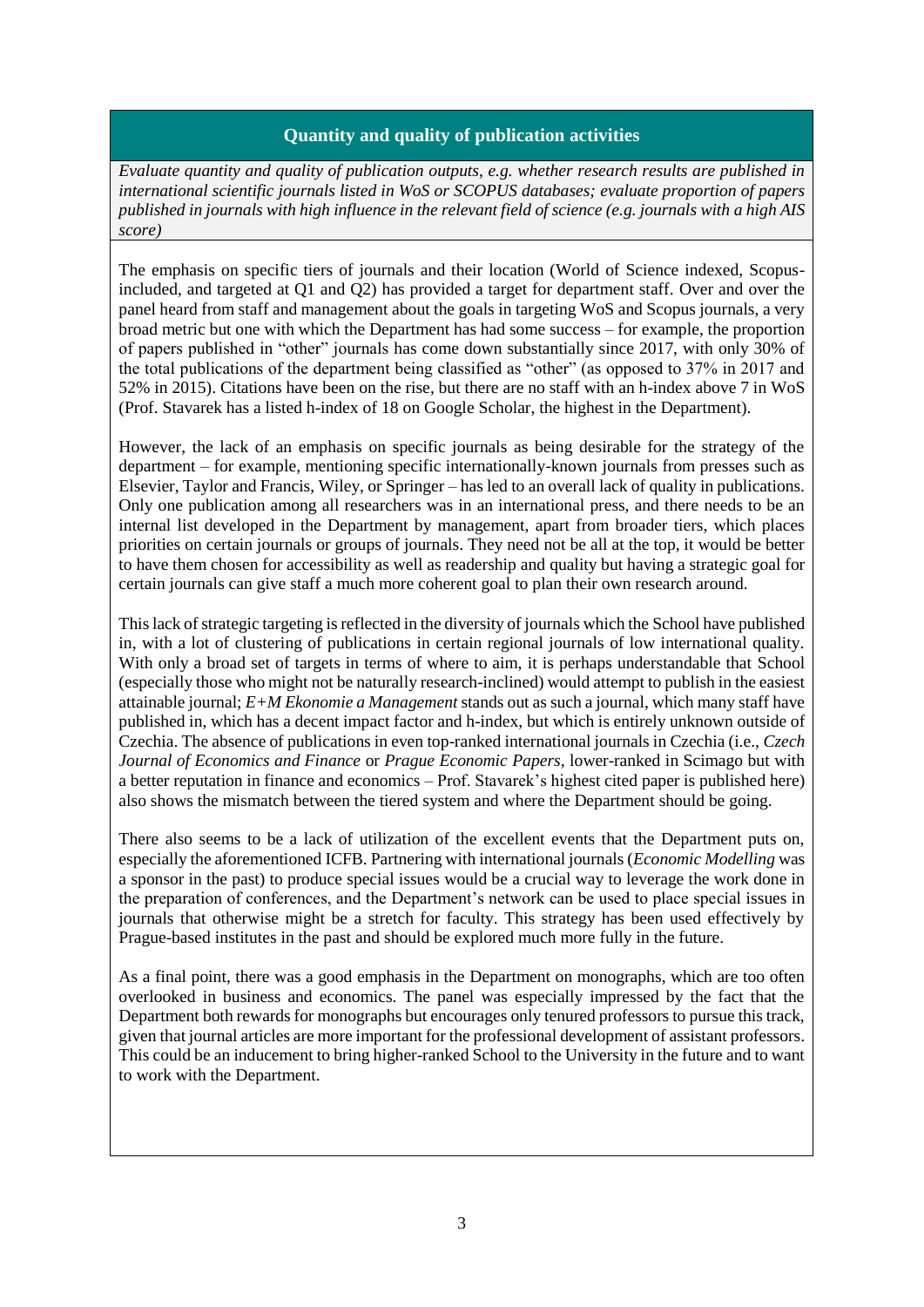## Quantity and quality of publication activities

*Evaluate quantity and quality of publication outputs, e.g. whether research results are published in international scientific journals listed in WoS or SCOPUS databases; evaluate proportion of papers published in journals with high influence in the relevant field of science (e.g. journals with a high AIS score)*

The emphasis on specific tiers of journals and their location (World of Science indexed, Scopus-included, and targeted at Q1 and Q2) has provided a target for department staff. Over and over the panel heard from staff and management about the goals in targeting WoS and Scopus journals, a very broad metric but one with which the Department has had some success – for example, the proportion of papers published in "other" journals has come down substantially since 2017, with only 30% of the total publications of the department being classified as "other" (as opposed to 37% in 2017 and 52% in 2015). Citations have been on the rise, but there are no staff with an h-index above 7 in WoS (Prof. Stavarek has a listed h-index of 18 on Google Scholar, the highest in the Department).

However, the lack of an emphasis on specific journals as being desirable for the strategy of the department – for example, mentioning specific internationally-known journals from presses such as Elsevier, Taylor and Francis, Wiley, or Springer – has led to an overall lack of quality in publications. Only one publication among all researchers was in an international press, and there needs to be an internal list developed in the Department by management, apart from broader tiers, which places priorities on certain journals or groups of journals. They need not be all at the top, it would be better to have them chosen for accessibility as well as readership and quality but having a strategic goal for certain journals can give staff a much more coherent goal to plan their own research around.

This lack of strategic targeting is reflected in the diversity of journals which the School have published in, with a lot of clustering of publications in certain regional journals of low international quality. With only a broad set of targets in terms of where to aim, it is perhaps understandable that School (especially those who might not be naturally research-inclined) would attempt to publish in the easiest attainable journal; *E+M Ekonomie a Management* stands out as such a journal, which many staff have published in, which has a decent impact factor and h-index, but which is entirely unknown outside of Czechia. The absence of publications in even top-ranked international journals in Czechia (i.e., *Czech Journal of Economics and Finance* or *Prague Economic Papers*, lower-ranked in Scimago but with a better reputation in finance and economics – Prof. Stavarek's highest cited paper is published here) also shows the mismatch between the tiered system and where the Department should be going.

There also seems to be a lack of utilization of the excellent events that the Department puts on, especially the aforementioned ICFB. Partnering with international journals (*Economic Modelling* was a sponsor in the past) to produce special issues would be a crucial way to leverage the work done in the preparation of conferences, and the Department's network can be used to place special issues in journals that otherwise might be a stretch for faculty. This strategy has been used effectively by Prague-based institutes in the past and should be explored much more fully in the future.

As a final point, there was a good emphasis in the Department on monographs, which are too often overlooked in business and economics. The panel was especially impressed by the fact that the Department both rewards for monographs but encourages only tenured professors to pursue this track, given that journal articles are more important for the professional development of assistant professors. This could be an inducement to bring higher-ranked School to the University in the future and to want to work with the Department.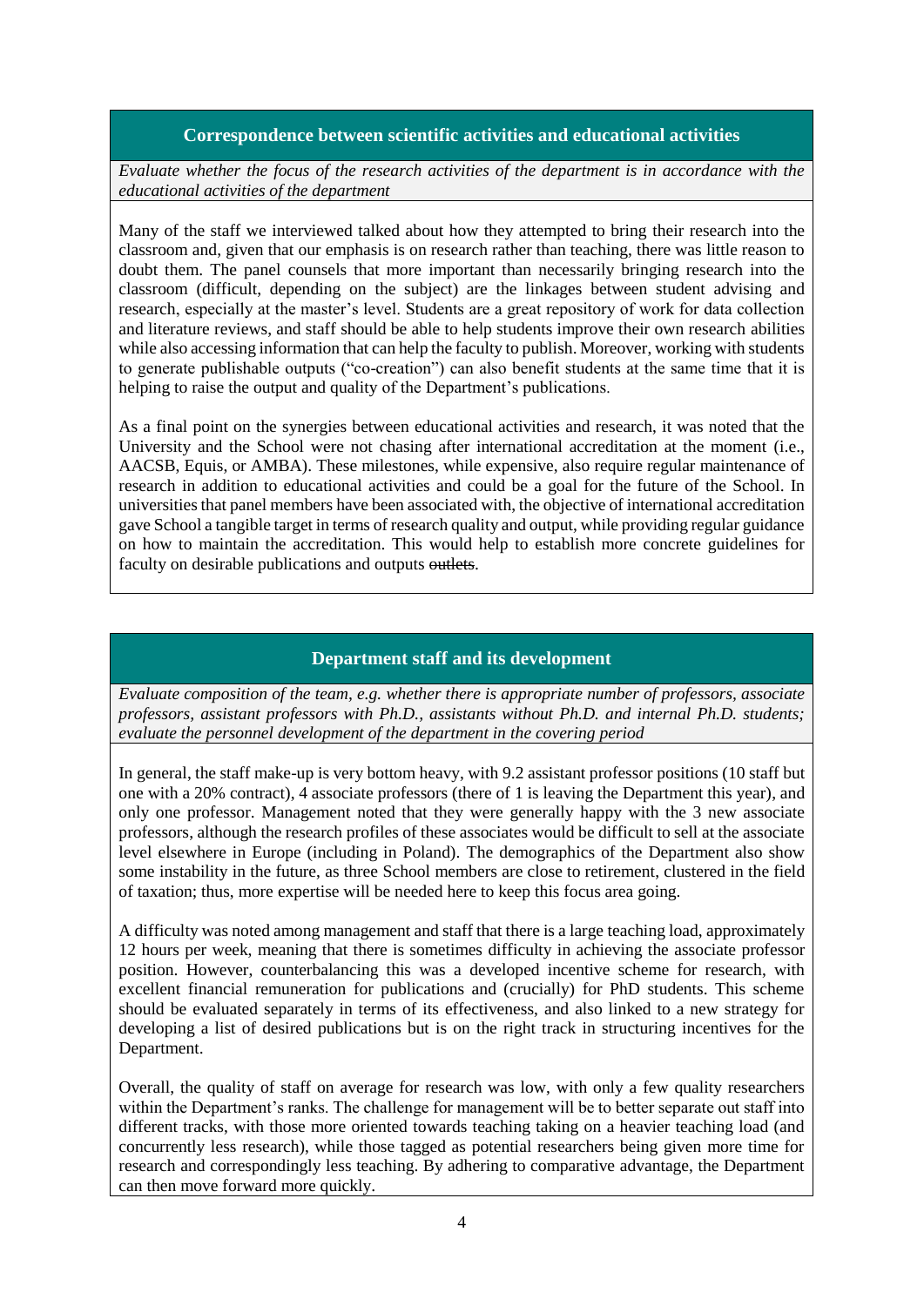## Correspondence between scientific activities and educational activities

*Evaluate whether the focus of the research activities of the department is in accordance with the educational activities of the department*

Many of the staff we interviewed talked about how they attempted to bring their research into the classroom and, given that our emphasis is on research rather than teaching, there was little reason to doubt them. The panel counsels that more important than necessarily bringing research into the classroom (difficult, depending on the subject) are the linkages between student advising and research, especially at the master's level. Students are a great repository of work for data collection and literature reviews, and staff should be able to help students improve their own research abilities while also accessing information that can help the faculty to publish. Moreover, working with students to generate publishable outputs ("co-creation") can also benefit students at the same time that it is helping to raise the output and quality of the Department's publications.

As a final point on the synergies between educational activities and research, it was noted that the University and the School were not chasing after international accreditation at the moment (i.e., AACSB, Equis, or AMBA). These milestones, while expensive, also require regular maintenance of research in addition to educational activities and could be a goal for the future of the School. In universities that panel members have been associated with, the objective of international accreditation gave School a tangible target in terms of research quality and output, while providing regular guidance on how to maintain the accreditation. This would help to establish more concrete guidelines for faculty on desirable publications and outputs ~~outlets~~.

## Department staff and its development

*Evaluate composition of the team, e.g. whether there is appropriate number of professors, associate professors, assistant professors with Ph.D., assistants without Ph.D. and internal Ph.D. students; evaluate the personnel development of the department in the covering period*

In general, the staff make-up is very bottom heavy, with 9.2 assistant professor positions (10 staff but one with a 20% contract), 4 associate professors (there of 1 is leaving the Department this year), and only one professor. Management noted that they were generally happy with the 3 new associate professors, although the research profiles of these associates would be difficult to sell at the associate level elsewhere in Europe (including in Poland). The demographics of the Department also show some instability in the future, as three School members are close to retirement, clustered in the field of taxation; thus, more expertise will be needed here to keep this focus area going.

A difficulty was noted among management and staff that there is a large teaching load, approximately 12 hours per week, meaning that there is sometimes difficulty in achieving the associate professor position. However, counterbalancing this was a developed incentive scheme for research, with excellent financial remuneration for publications and (crucially) for PhD students. This scheme should be evaluated separately in terms of its effectiveness, and also linked to a new strategy for developing a list of desired publications but is on the right track in structuring incentives for the Department.

Overall, the quality of staff on average for research was low, with only a few quality researchers within the Department's ranks. The challenge for management will be to better separate out staff into different tracks, with those more oriented towards teaching taking on a heavier teaching load (and concurrently less research), while those tagged as potential researchers being given more time for research and correspondingly less teaching. By adhering to comparative advantage, the Department can then move forward more quickly.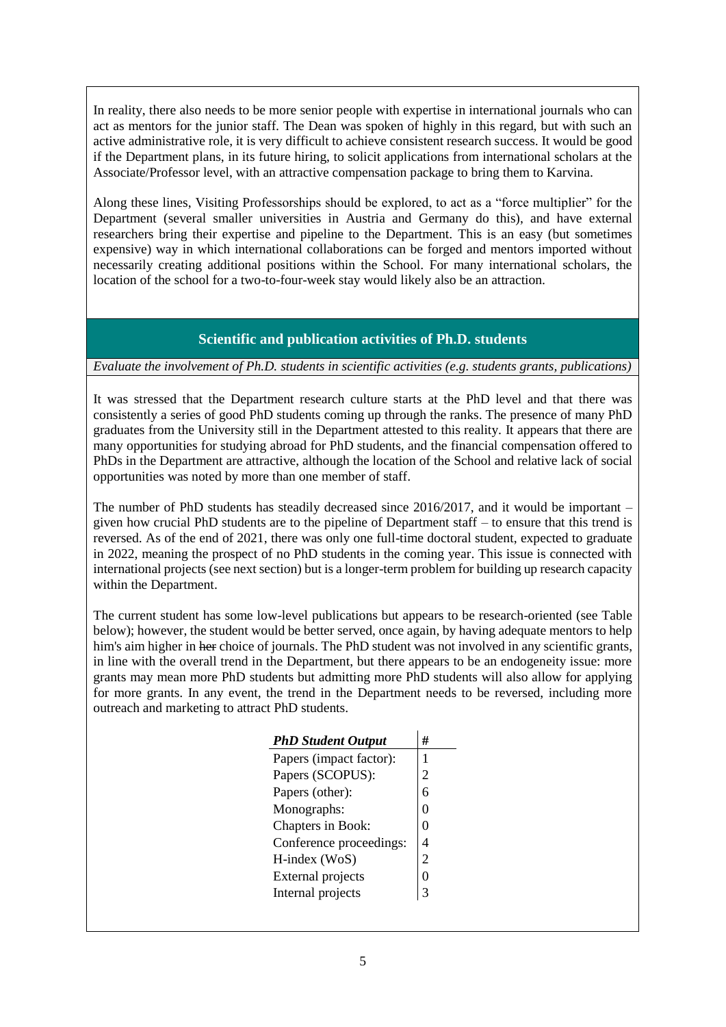In reality, there also needs to be more senior people with expertise in international journals who can act as mentors for the junior staff. The Dean was spoken of highly in this regard, but with such an active administrative role, it is very difficult to achieve consistent research success. It would be good if the Department plans, in its future hiring, to solicit applications from international scholars at the Associate/Professor level, with an attractive compensation package to bring them to Karvina.

Along these lines, Visiting Professorships should be explored, to act as a "force multiplier" for the Department (several smaller universities in Austria and Germany do this), and have external researchers bring their expertise and pipeline to the Department. This is an easy (but sometimes expensive) way in which international collaborations can be forged and mentors imported without necessarily creating additional positions within the School. For many international scholars, the location of the school for a two-to-four-week stay would likely also be an attraction.

## Scientific and publication activities of Ph.D. students

*Evaluate the involvement of Ph.D. students in scientific activities (e.g. students grants, publications)*

It was stressed that the Department research culture starts at the PhD level and that there was consistently a series of good PhD students coming up through the ranks. The presence of many PhD graduates from the University still in the Department attested to this reality. It appears that there are many opportunities for studying abroad for PhD students, and the financial compensation offered to PhDs in the Department are attractive, although the location of the School and relative lack of social opportunities was noted by more than one member of staff.

The number of PhD students has steadily decreased since 2016/2017, and it would be important – given how crucial PhD students are to the pipeline of Department staff – to ensure that this trend is reversed. As of the end of 2021, there was only one full-time doctoral student, expected to graduate in 2022, meaning the prospect of no PhD students in the coming year. This issue is connected with international projects (see next section) but is a longer-term problem for building up research capacity within the Department.

The current student has some low-level publications but appears to be research-oriented (see Table below); however, the student would be better served, once again, by having adequate mentors to help him's aim higher in ~~her~~ choice of journals. The PhD student was not involved in any scientific grants, in line with the overall trend in the Department, but there appears to be an endogeneity issue: more grants may mean more PhD students but admitting more PhD students will also allow for applying for more grants. In any event, the trend in the Department needs to be reversed, including more outreach and marketing to attract PhD students.

| ***PhD Student Output*** | # |
|---|---|
| Papers (impact factor): | 1 |
| Papers (SCOPUS): | 2 |
| Papers (other): | 6 |
| Monographs: | 0 |
| Chapters in Book: | 0 |
| Conference proceedings: | 4 |
| H-index (WoS) | 2 |
| External projects | 0 |
| Internal projects | 3 |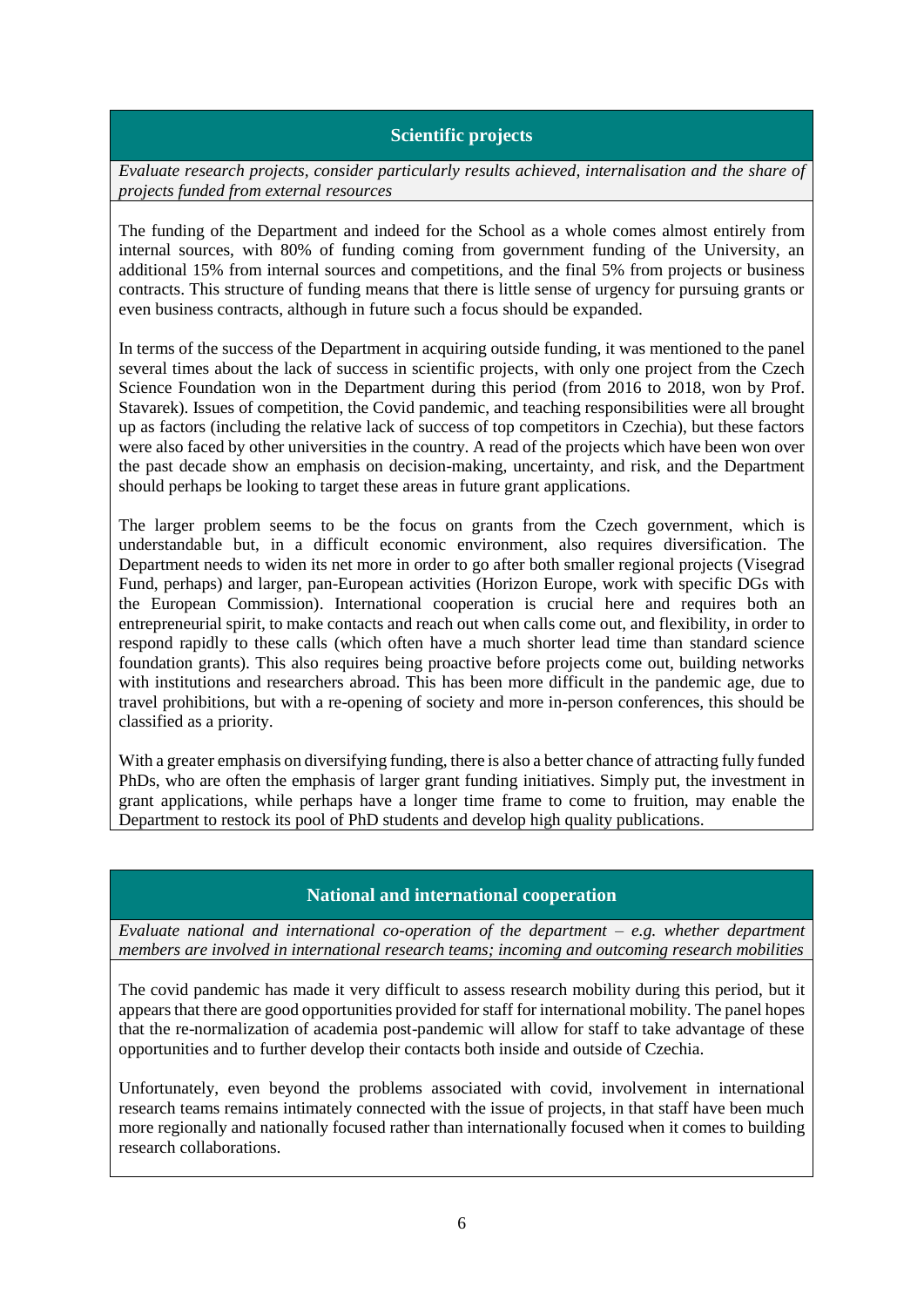## Scientific projects

*Evaluate research projects, consider particularly results achieved, internalisation and the share of projects funded from external resources*

The funding of the Department and indeed for the School as a whole comes almost entirely from internal sources, with 80% of funding coming from government funding of the University, an additional 15% from internal sources and competitions, and the final 5% from projects or business contracts. This structure of funding means that there is little sense of urgency for pursuing grants or even business contracts, although in future such a focus should be expanded.

In terms of the success of the Department in acquiring outside funding, it was mentioned to the panel several times about the lack of success in scientific projects, with only one project from the Czech Science Foundation won in the Department during this period (from 2016 to 2018, won by Prof. Stavarek). Issues of competition, the Covid pandemic, and teaching responsibilities were all brought up as factors (including the relative lack of success of top competitors in Czechia), but these factors were also faced by other universities in the country. A read of the projects which have been won over the past decade show an emphasis on decision-making, uncertainty, and risk, and the Department should perhaps be looking to target these areas in future grant applications.

The larger problem seems to be the focus on grants from the Czech government, which is understandable but, in a difficult economic environment, also requires diversification. The Department needs to widen its net more in order to go after both smaller regional projects (Visegrad Fund, perhaps) and larger, pan-European activities (Horizon Europe, work with specific DGs with the European Commission). International cooperation is crucial here and requires both an entrepreneurial spirit, to make contacts and reach out when calls come out, and flexibility, in order to respond rapidly to these calls (which often have a much shorter lead time than standard science foundation grants). This also requires being proactive before projects come out, building networks with institutions and researchers abroad. This has been more difficult in the pandemic age, due to travel prohibitions, but with a re-opening of society and more in-person conferences, this should be classified as a priority.

With a greater emphasis on diversifying funding, there is also a better chance of attracting fully funded PhDs, who are often the emphasis of larger grant funding initiatives. Simply put, the investment in grant applications, while perhaps have a longer time frame to come to fruition, may enable the Department to restock its pool of PhD students and develop high quality publications.

## National and international cooperation

*Evaluate national and international co-operation of the department – e.g. whether department members are involved in international research teams; incoming and outcoming research mobilities*

The covid pandemic has made it very difficult to assess research mobility during this period, but it appears that there are good opportunities provided for staff for international mobility. The panel hopes that the re-normalization of academia post-pandemic will allow for staff to take advantage of these opportunities and to further develop their contacts both inside and outside of Czechia.

Unfortunately, even beyond the problems associated with covid, involvement in international research teams remains intimately connected with the issue of projects, in that staff have been much more regionally and nationally focused rather than internationally focused when it comes to building research collaborations.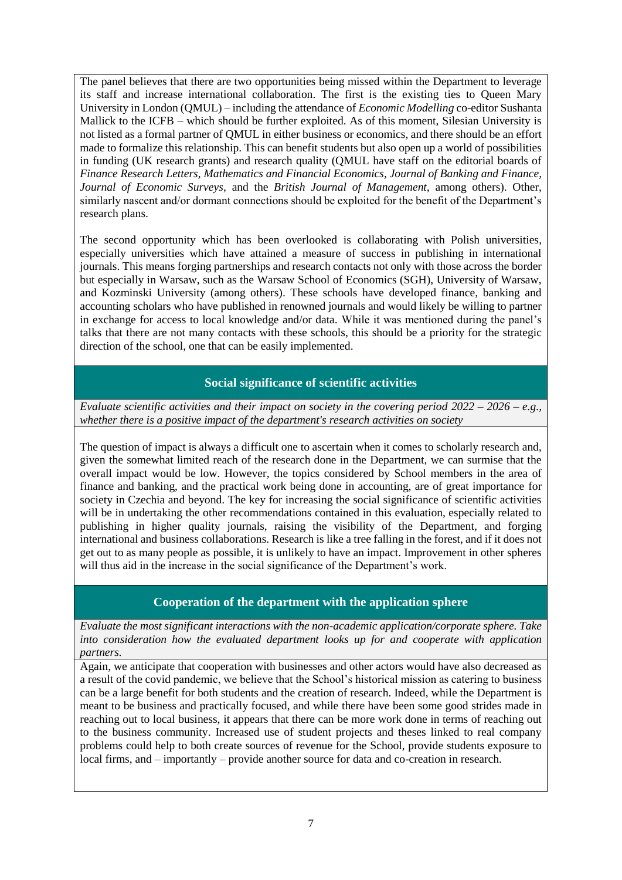The panel believes that there are two opportunities being missed within the Department to leverage its staff and increase international collaboration. The first is the existing ties to Queen Mary University in London (QMUL) – including the attendance of *Economic Modelling* co-editor Sushanta Mallick to the ICFB – which should be further exploited. As of this moment, Silesian University is not listed as a formal partner of QMUL in either business or economics, and there should be an effort made to formalize this relationship. This can benefit students but also open up a world of possibilities in funding (UK research grants) and research quality (QMUL have staff on the editorial boards of *Finance Research Letters*, *Mathematics and Financial Economics*, *Journal of Banking and Finance*, *Journal of Economic Surveys*, and the *British Journal of Management*, among others). Other, similarly nascent and/or dormant connections should be exploited for the benefit of the Department's research plans.

The second opportunity which has been overlooked is collaborating with Polish universities, especially universities which have attained a measure of success in publishing in international journals. This means forging partnerships and research contacts not only with those across the border but especially in Warsaw, such as the Warsaw School of Economics (SGH), University of Warsaw, and Kozminski University (among others). These schools have developed finance, banking and accounting scholars who have published in renowned journals and would likely be willing to partner in exchange for access to local knowledge and/or data. While it was mentioned during the panel's talks that there are not many contacts with these schools, this should be a priority for the strategic direction of the school, one that can be easily implemented.

## Social significance of scientific activities

*Evaluate scientific activities and their impact on society in the covering period 2022 – 2026 – e.g., whether there is a positive impact of the department's research activities on society*

The question of impact is always a difficult one to ascertain when it comes to scholarly research and, given the somewhat limited reach of the research done in the Department, we can surmise that the overall impact would be low. However, the topics considered by School members in the area of finance and banking, and the practical work being done in accounting, are of great importance for society in Czechia and beyond. The key for increasing the social significance of scientific activities will be in undertaking the other recommendations contained in this evaluation, especially related to publishing in higher quality journals, raising the visibility of the Department, and forging international and business collaborations. Research is like a tree falling in the forest, and if it does not get out to as many people as possible, it is unlikely to have an impact. Improvement in other spheres will thus aid in the increase in the social significance of the Department's work.

## Cooperation of the department with the application sphere

*Evaluate the most significant interactions with the non-academic application/corporate sphere. Take into consideration how the evaluated department looks up for and cooperate with application partners.*

Again, we anticipate that cooperation with businesses and other actors would have also decreased as a result of the covid pandemic, we believe that the School's historical mission as catering to business can be a large benefit for both students and the creation of research. Indeed, while the Department is meant to be business and practically focused, and while there have been some good strides made in reaching out to local business, it appears that there can be more work done in terms of reaching out to the business community. Increased use of student projects and theses linked to real company problems could help to both create sources of revenue for the School, provide students exposure to local firms, and – importantly – provide another source for data and co-creation in research.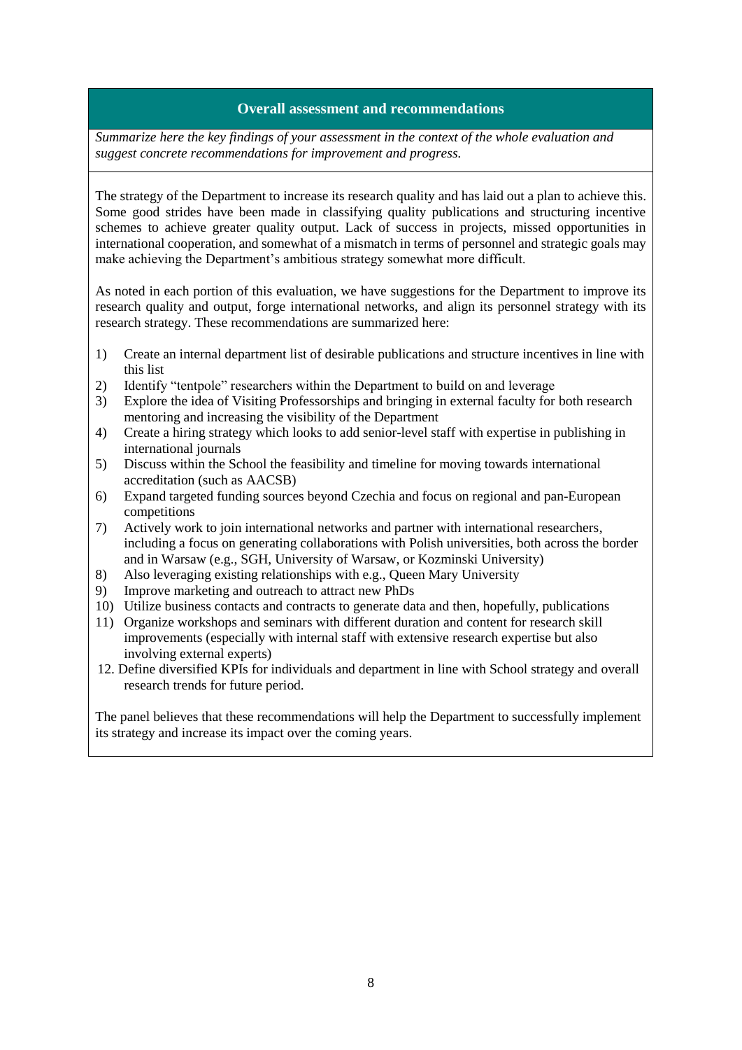## Overall assessment and recommendations

*Summarize here the key findings of your assessment in the context of the whole evaluation and suggest concrete recommendations for improvement and progress.*

The strategy of the Department to increase its research quality and has laid out a plan to achieve this. Some good strides have been made in classifying quality publications and structuring incentive schemes to achieve greater quality output. Lack of success in projects, missed opportunities in international cooperation, and somewhat of a mismatch in terms of personnel and strategic goals may make achieving the Department's ambitious strategy somewhat more difficult.

As noted in each portion of this evaluation, we have suggestions for the Department to improve its research quality and output, forge international networks, and align its personnel strategy with its research strategy. These recommendations are summarized here:

1) Create an internal department list of desirable publications and structure incentives in line with this list
2) Identify "tentpole" researchers within the Department to build on and leverage
3) Explore the idea of Visiting Professorships and bringing in external faculty for both research mentoring and increasing the visibility of the Department
4) Create a hiring strategy which looks to add senior-level staff with expertise in publishing in international journals
5) Discuss within the School the feasibility and timeline for moving towards international accreditation (such as AACSB)
6) Expand targeted funding sources beyond Czechia and focus on regional and pan-European competitions
7) Actively work to join international networks and partner with international researchers, including a focus on generating collaborations with Polish universities, both across the border and in Warsaw (e.g., SGH, University of Warsaw, or Kozminski University)
8) Also leveraging existing relationships with e.g., Queen Mary University
9) Improve marketing and outreach to attract new PhDs
10) Utilize business contacts and contracts to generate data and then, hopefully, publications
11) Organize workshops and seminars with different duration and content for research skill improvements (especially with internal staff with extensive research expertise but also involving external experts)
12. Define diversified KPIs for individuals and department in line with School strategy and overall research trends for future period.

The panel believes that these recommendations will help the Department to successfully implement its strategy and increase its impact over the coming years.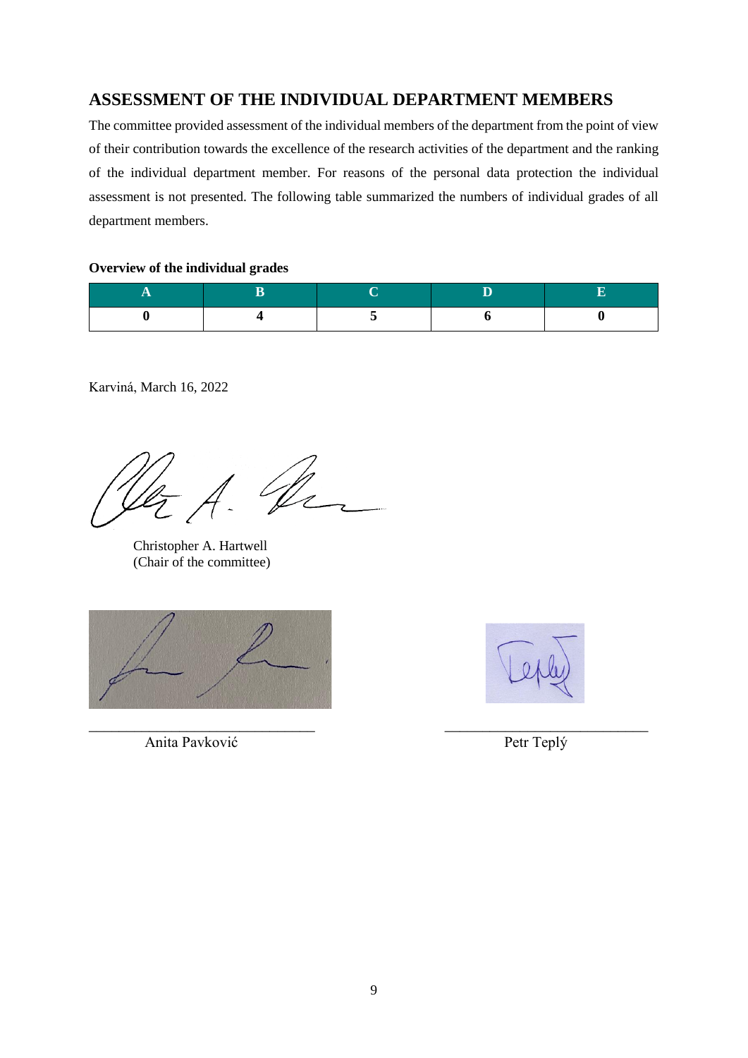## ASSESSMENT OF THE INDIVIDUAL DEPARTMENT MEMBERS

The committee provided assessment of the individual members of the department from the point of view of their contribution towards the excellence of the research activities of the department and the ranking of the individual department member. For reasons of the personal data protection the individual assessment is not presented. The following table summarized the numbers of individual grades of all department members.

**Overview of the individual grades**

| A | B | C | D | E |
|---|---|---|---|---|
| **0** | **4** | **5** | **6** | **0** |

Karviná, March 16, 2022

Christopher A. Hartwell
(Chair of the committee)

Anita Pavković

Petr Teplý